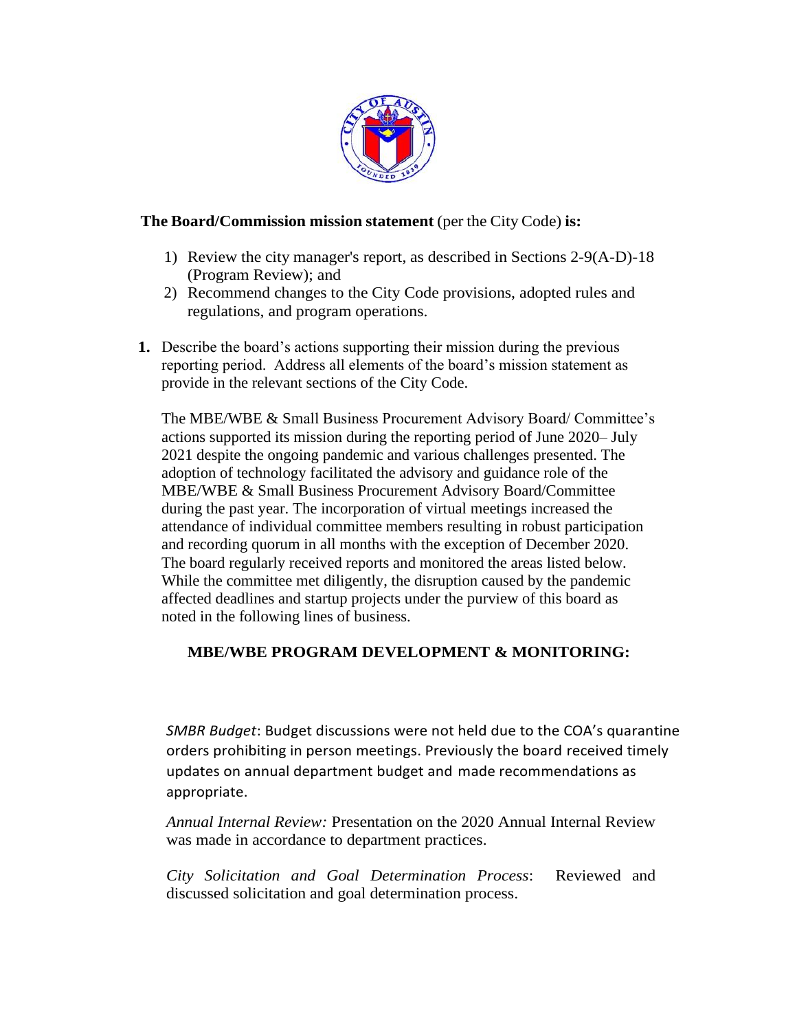**The Board/Commission mission statement** (per the City Code) **is:**

1) Review the city manager's report, as described in Sections 2-9(A-D)-18 (Program Review); and
2) Recommend changes to the City Code provisions, adopted rules and regulations, and program operations.

**1.** Describe the board's actions supporting their mission during the previous reporting period. Address all elements of the board's mission statement as provide in the relevant sections of the City Code.

The MBE/WBE & Small Business Procurement Advisory Board/ Committee's actions supported its mission during the reporting period of June 2020– July 2021 despite the ongoing pandemic and various challenges presented. The adoption of technology facilitated the advisory and guidance role of the MBE/WBE & Small Business Procurement Advisory Board/Committee during the past year. The incorporation of virtual meetings increased the attendance of individual committee members resulting in robust participation and recording quorum in all months with the exception of December 2020. The board regularly received reports and monitored the areas listed below. While the committee met diligently, the disruption caused by the pandemic affected deadlines and startup projects under the purview of this board as noted in the following lines of business.

**MBE/WBE PROGRAM DEVELOPMENT & MONITORING:**

*SMBR Budget*: Budget discussions were not held due to the COA's quarantine orders prohibiting in person meetings. Previously the board received timely updates on annual department budget and made recommendations as appropriate.

*Annual Internal Review:* Presentation on the 2020 Annual Internal Review was made in accordance to department practices.

*City Solicitation and Goal Determination Process*: Reviewed and discussed solicitation and goal determination process.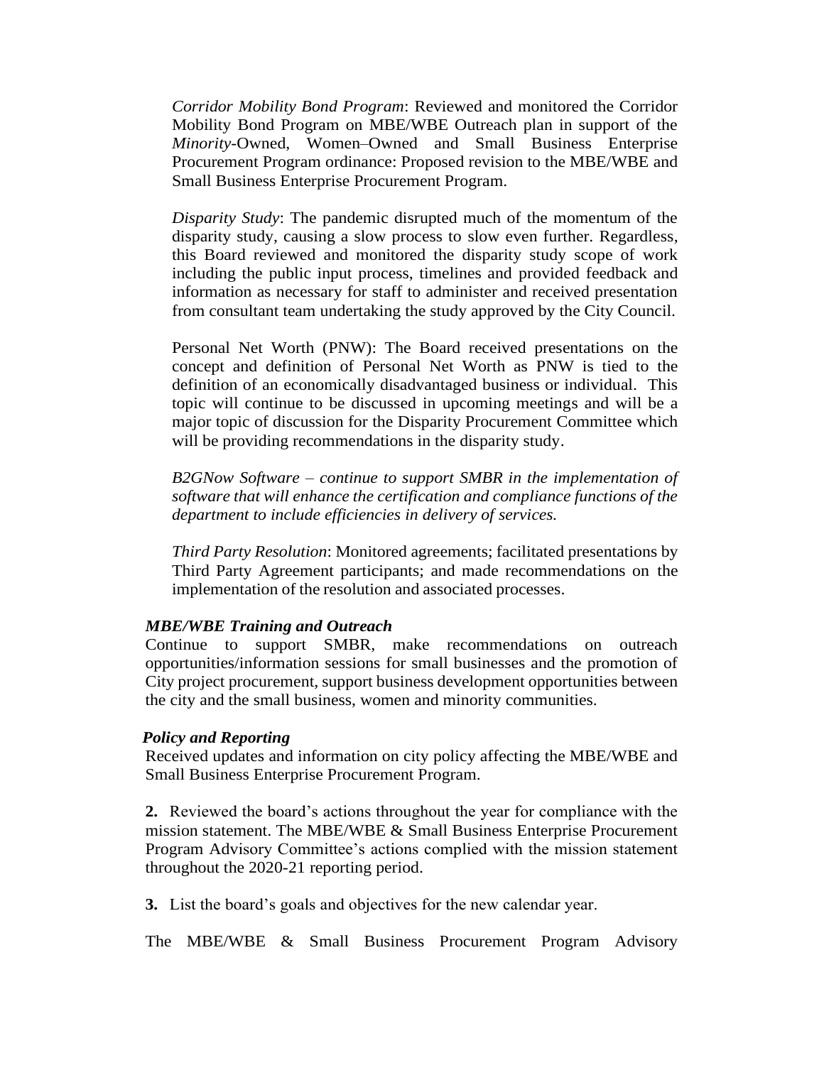*Corridor Mobility Bond Program*: Reviewed and monitored the Corridor Mobility Bond Program on MBE/WBE Outreach plan in support of the *Minority*-Owned, Women–Owned and Small Business Enterprise Procurement Program ordinance: Proposed revision to the MBE/WBE and Small Business Enterprise Procurement Program.

*Disparity Study*: The pandemic disrupted much of the momentum of the disparity study, causing a slow process to slow even further. Regardless, this Board reviewed and monitored the disparity study scope of work including the public input process, timelines and provided feedback and information as necessary for staff to administer and received presentation from consultant team undertaking the study approved by the City Council.

Personal Net Worth (PNW): The Board received presentations on the concept and definition of Personal Net Worth as PNW is tied to the definition of an economically disadvantaged business or individual. This topic will continue to be discussed in upcoming meetings and will be a major topic of discussion for the Disparity Procurement Committee which will be providing recommendations in the disparity study.

*B2GNow Software – continue to support SMBR in the implementation of software that will enhance the certification and compliance functions of the department to include efficiencies in delivery of services.*

*Third Party Resolution*: Monitored agreements; facilitated presentations by Third Party Agreement participants; and made recommendations on the implementation of the resolution and associated processes.

***MBE/WBE Training and Outreach***

Continue to support SMBR, make recommendations on outreach opportunities/information sessions for small businesses and the promotion of City project procurement, support business development opportunities between the city and the small business, women and minority communities.

***Policy and Reporting***

Received updates and information on city policy affecting the MBE/WBE and Small Business Enterprise Procurement Program.

**2.** Reviewed the board's actions throughout the year for compliance with the mission statement. The MBE/WBE & Small Business Enterprise Procurement Program Advisory Committee's actions complied with the mission statement throughout the 2020-21 reporting period.

**3.** List the board's goals and objectives for the new calendar year.

The MBE/WBE & Small Business Procurement Program Advisory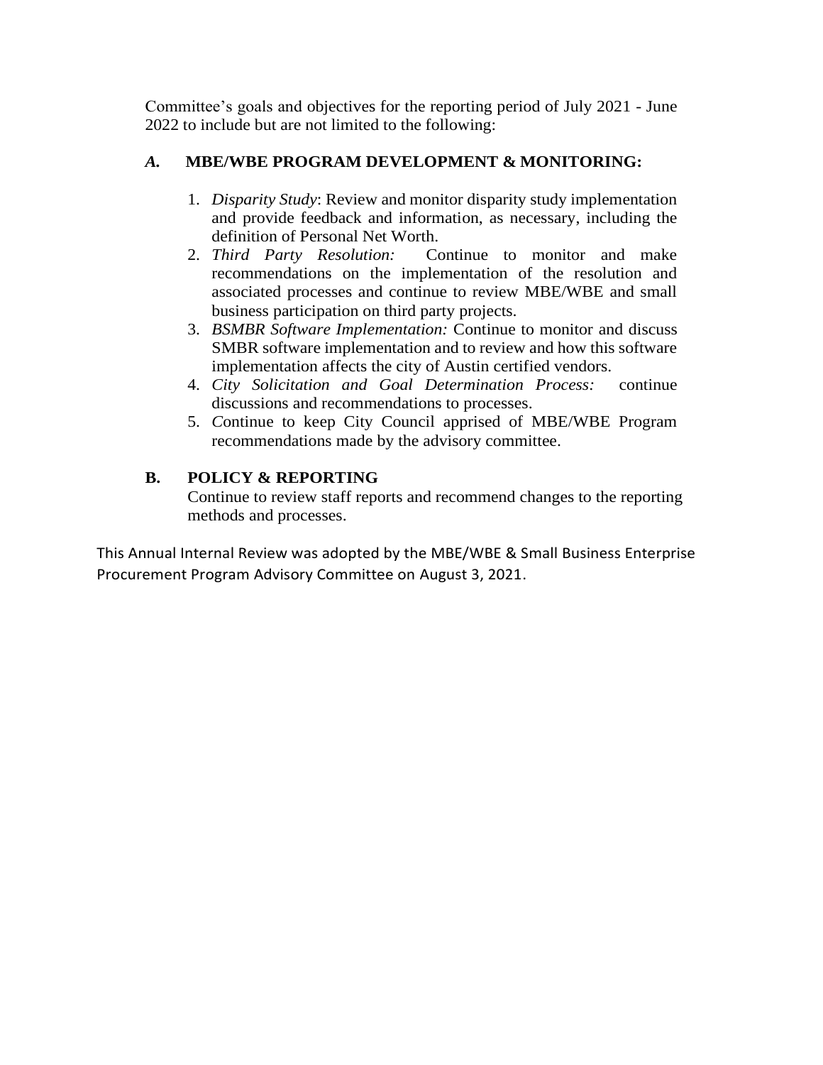Committee's goals and objectives for the reporting period of July 2021 - June 2022 to include but are not limited to the following:

### *A.* MBE/WBE PROGRAM DEVELOPMENT & MONITORING:

1. *Disparity Study*: Review and monitor disparity study implementation and provide feedback and information, as necessary, including the definition of Personal Net Worth.
2. *Third Party Resolution:* Continue to monitor and make recommendations on the implementation of the resolution and associated processes and continue to review MBE/WBE and small business participation on third party projects.
3. *BSMBR Software Implementation:* Continue to monitor and discuss SMBR software implementation and to review and how this software implementation affects the city of Austin certified vendors.
4. *City Solicitation and Goal Determination Process:* continue discussions and recommendations to processes.
5. *C*ontinue to keep City Council apprised of MBE/WBE Program recommendations made by the advisory committee.

### B. POLICY & REPORTING

Continue to review staff reports and recommend changes to the reporting methods and processes.

This Annual Internal Review was adopted by the MBE/WBE & Small Business Enterprise Procurement Program Advisory Committee on August 3, 2021.